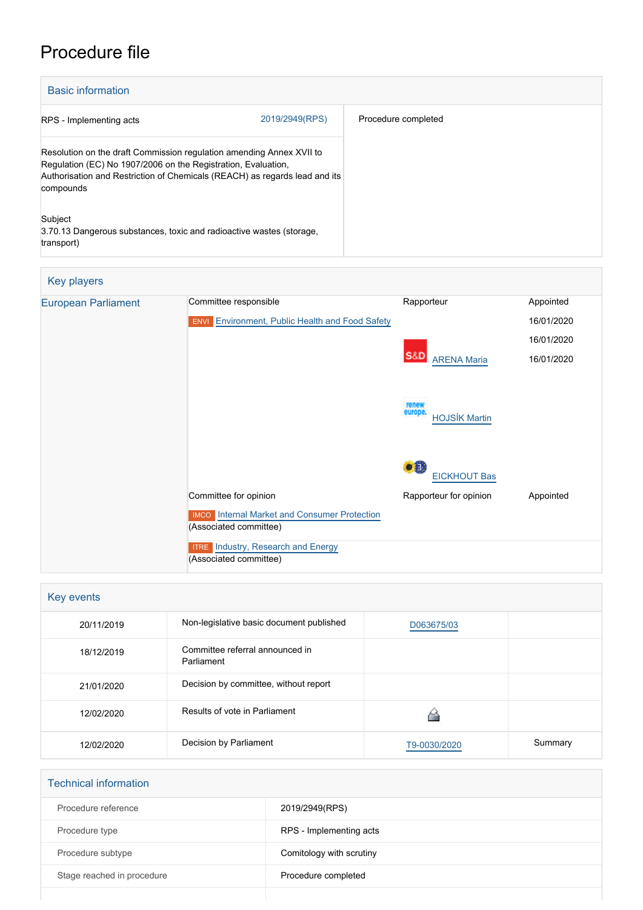# Procedure file

## Basic information

| | | |
|---|---|---|
| RPS - Implementing acts | 2019/2949(RPS) | Procedure completed |
| Resolution on the draft Commission regulation amending Annex XVII to Regulation (EC) No 1907/2006 on the Registration, Evaluation, Authorisation and Restriction of Chemicals (REACH) as regards lead and its compounds | | |
| Subject<br>3.70.13 Dangerous substances, toxic and radioactive wastes (storage, transport) | | |

## Key players

| | | | |
|---|---|---|---|
| European Parliament | Committee responsible | Rapporteur | Appointed |
| | ENVI Environment, Public Health and Food Safety | | 16/01/2020 |
| | | S&D ARENA Maria | 16/01/2020 |
| | | renew europe. HOJSÍK Martin | 16/01/2020 |
| | | EICKHOUT Bas | |
| | Committee for opinion | Rapporteur for opinion | Appointed |
| | IMCO Internal Market and Consumer Protection (Associated committee) | | |
| | ITRE Industry, Research and Energy (Associated committee) | | |

## Key events

| | | | |
|---|---|---|---|
| 20/11/2019 | Non-legislative basic document published | D063675/03 | |
| 18/12/2019 | Committee referral announced in Parliament | | |
| 21/01/2020 | Decision by committee, without report | | |
| 12/02/2020 | Results of vote in Parliament | | |
| 12/02/2020 | Decision by Parliament | T9-0030/2020 | Summary |

## Technical information

| | |
|---|---|
| Procedure reference | 2019/2949(RPS) |
| Procedure type | RPS - Implementing acts |
| Procedure subtype | Comitology with scrutiny |
| Stage reached in procedure | Procedure completed |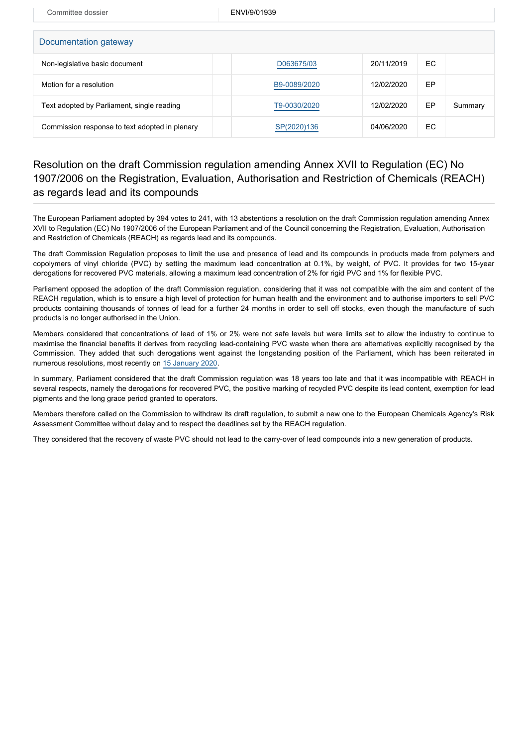| | |
|---|---|
| Committee dossier | ENVI/9/01939 |

**Documentation gateway**

| | | | | | |
|---|---|---|---|---|---|
| Non-legislative basic document | | D063675/03 | 20/11/2019 | EC | |
| Motion for a resolution | | B9-0089/2020 | 12/02/2020 | EP | |
| Text adopted by Parliament, single reading | | T9-0030/2020 | 12/02/2020 | EP | Summary |
| Commission response to text adopted in plenary | | SP(2020)136 | 04/06/2020 | EC | |

## Resolution on the draft Commission regulation amending Annex XVII to Regulation (EC) No 1907/2006 on the Registration, Evaluation, Authorisation and Restriction of Chemicals (REACH) as regards lead and its compounds

The European Parliament adopted by 394 votes to 241, with 13 abstentions a resolution on the draft Commission regulation amending Annex XVII to Regulation (EC) No 1907/2006 of the European Parliament and of the Council concerning the Registration, Evaluation, Authorisation and Restriction of Chemicals (REACH) as regards lead and its compounds.

The draft Commission Regulation proposes to limit the use and presence of lead and its compounds in products made from polymers and copolymers of vinyl chloride (PVC) by setting the maximum lead concentration at 0.1%, by weight, of PVC. It provides for two 15-year derogations for recovered PVC materials, allowing a maximum lead concentration of 2% for rigid PVC and 1% for flexible PVC.

Parliament opposed the adoption of the draft Commission regulation, considering that it was not compatible with the aim and content of the REACH regulation, which is to ensure a high level of protection for human health and the environment and to authorise importers to sell PVC products containing thousands of tonnes of lead for a further 24 months in order to sell off stocks, even though the manufacture of such products is no longer authorised in the Union.

Members considered that concentrations of lead of 1% or 2% were not safe levels but were limits set to allow the industry to continue to maximise the financial benefits it derives from recycling lead-containing PVC waste when there are alternatives explicitly recognised by the Commission. They added that such derogations went against the longstanding position of the Parliament, which has been reiterated in numerous resolutions, most recently on 15 January 2020.

In summary, Parliament considered that the draft Commission regulation was 18 years too late and that it was incompatible with REACH in several respects, namely the derogations for recovered PVC, the positive marking of recycled PVC despite its lead content, exemption for lead pigments and the long grace period granted to operators.

Members therefore called on the Commission to withdraw its draft regulation, to submit a new one to the European Chemicals Agency's Risk Assessment Committee without delay and to respect the deadlines set by the REACH regulation.

They considered that the recovery of waste PVC should not lead to the carry-over of lead compounds into a new generation of products.